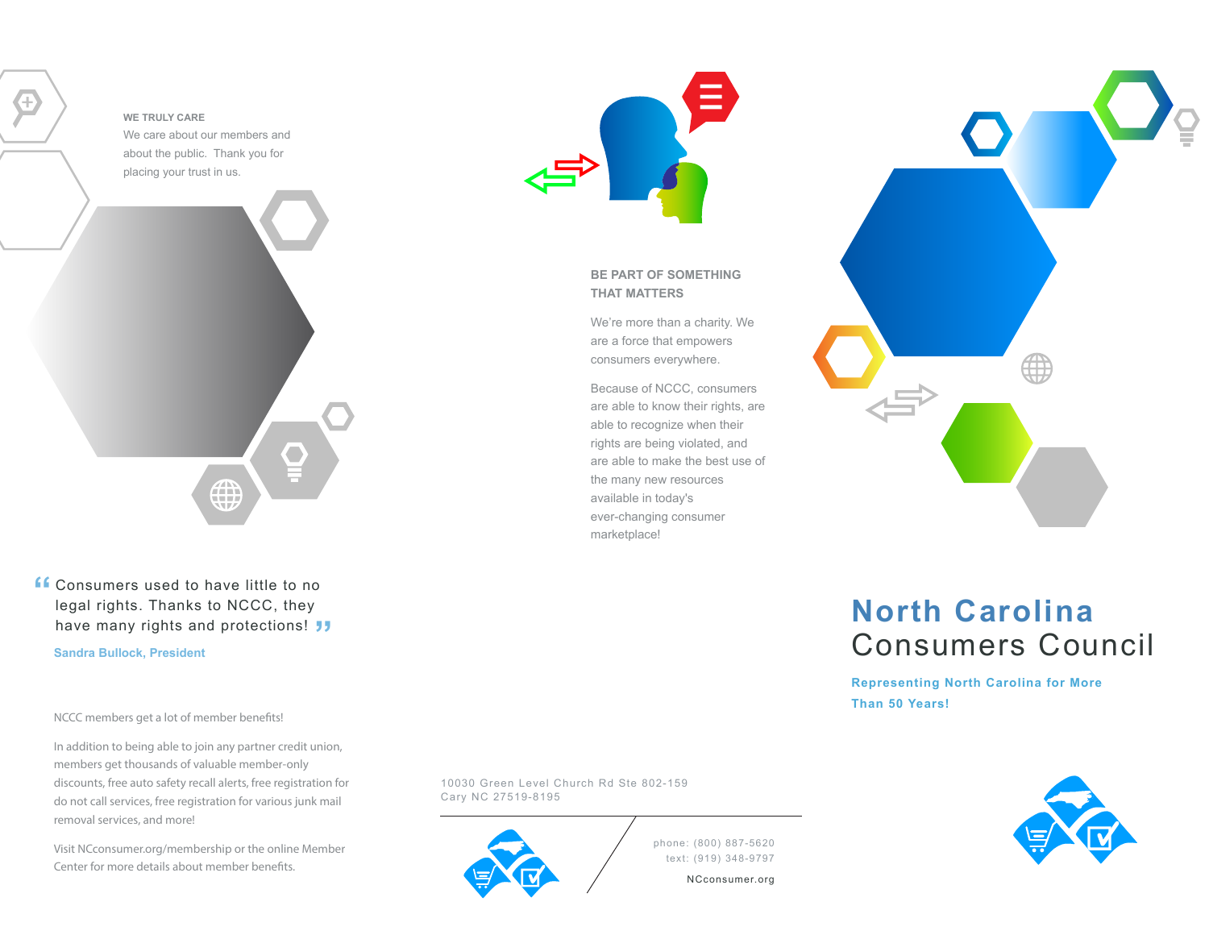**WE TRULY CARE**

We care about our members and about the public. Thank you for placing your trust in us.

> "Consumers used to have little to no legal rights. Thanks to NCCC, they have many rights and protections!"

**Sandra Bullock, President**

NCCC members get a lot of member benefits!

In addition to being able to join any partner credit union, members get thousands of valuable member-only discounts, free auto safety recall alerts, free registration for do not call services, free registration for various junk mail removal services, and more!

Visit NCconsumer.org/membership or the online Member Center for more details about member benefits.

## BE PART OF SOMETHING THAT MATTERS

We're more than a charity. We are a force that empowers consumers everywhere.

Because of NCCC, consumers are able to know their rights, are able to recognize when their rights are being violated, and are able to make the best use of the many new resources available in today's ever-changing consumer marketplace!

10030 Green Level Church Rd Ste 802-159
Cary NC 27519-8195

phone: (800) 887-5620
text: (919) 348-9797

NCconsumer.org

# North Carolina Consumers Council

**Representing North Carolina for More Than 50 Years!**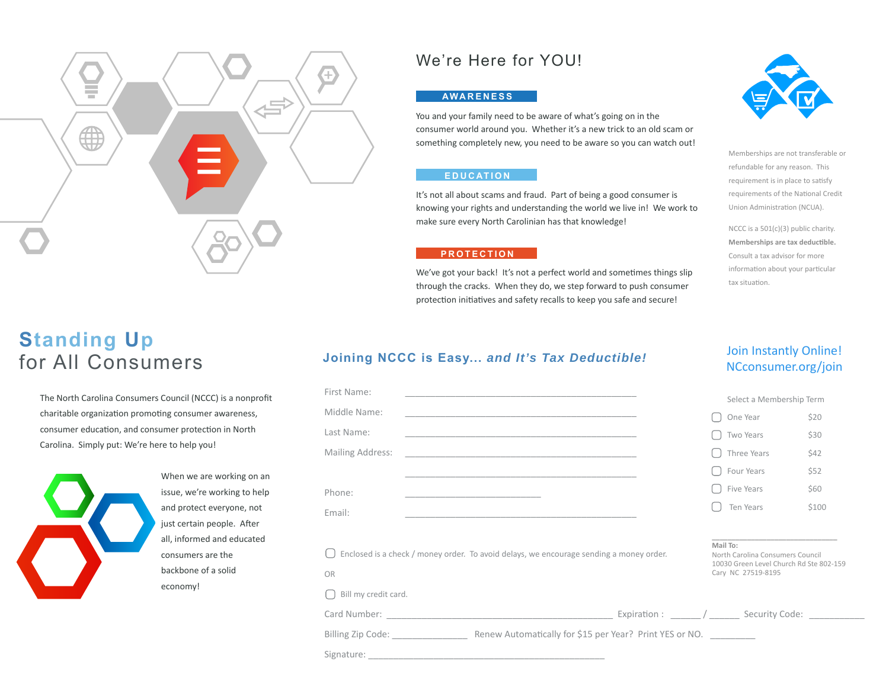# We're Here for YOU!

## AWARENESS

You and your family need to be aware of what's going on in the consumer world around you. Whether it's a new trick to an old scam or something completely new, you need to be aware so you can watch out!

## EDUCATION

It's not all about scams and fraud. Part of being a good consumer is knowing your rights and understanding the world we live in! We work to make sure every North Carolinian has that knowledge!

## PROTECTION

We've got your back! It's not a perfect world and sometimes things slip through the cracks. When they do, we step forward to push consumer protection initiatives and safety recalls to keep you safe and secure!

Memberships are not transferable or refundable for any reason. This requirement is in place to satisfy requirements of the National Credit Union Administration (NCUA).

NCCC is a 501(c)(3) public charity. **Memberships are tax deductible.** Consult a tax advisor for more information about your particular tax situation.

# Standing Up for All Consumers

The North Carolina Consumers Council (NCCC) is a nonprofit charitable organization promoting consumer awareness, consumer education, and consumer protection in North Carolina. Simply put: We're here to help you!

When we are working on an issue, we're working to help and protect everyone, not just certain people. After all, informed and educated consumers are the backbone of a solid economy!

## Joining NCCC is Easy... *and It's Tax Deductible!*

First Name: ______________________________

Middle Name: ______________________________

Last Name: ______________________________

Mailing Address: ______________________________

______________________________

Phone: ____________________

Email: ______________________________

☐ Enclosed is a check / money order. To avoid delays, we encourage sending a money order.

OR

☐ Bill my credit card.

Card Number: ______________________________ Expiration : ______ / ______ Security Code: ___________

Billing Zip Code: _______________ Renew Automatically for $15 per Year? Print YES or NO. _________

Signature: ______________________________

## Join Instantly Online! NCconsumer.org/join

Select a Membership Term

| | | |
|---|---|---|
| ☐ | One Year | $20 |
| ☐ | Two Years | $30 |
| ☐ | Three Years | $42 |
| ☐ | Four Years | $52 |
| ☐ | Five Years | $60 |
| ☐ | Ten Years | $100 |

**Mail To:**
North Carolina Consumers Council
10030 Green Level Church Rd Ste 802-159
Cary NC 27519-8195